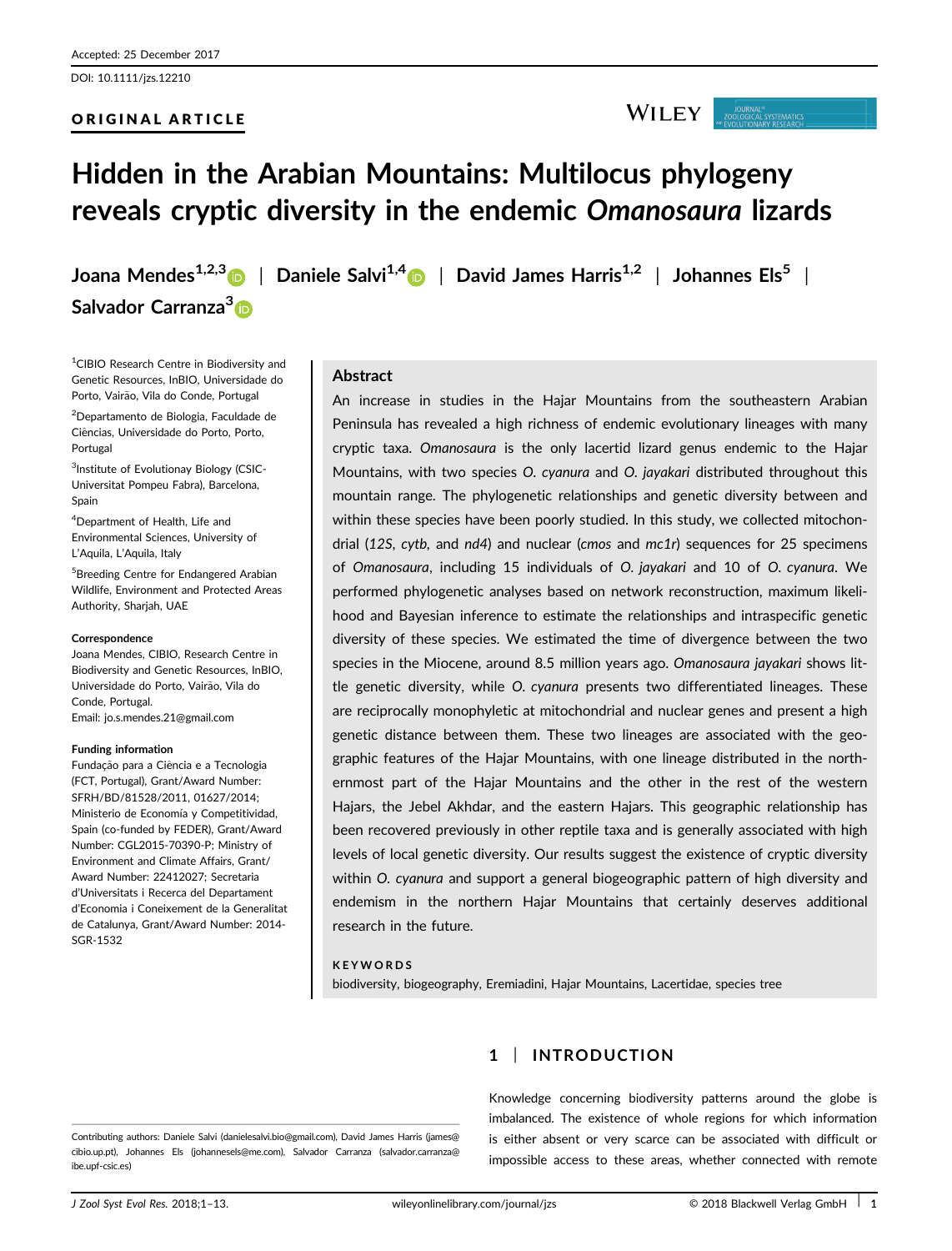Accepted: 25 December 2017

DOI: 10.1111/jzs.12210

ORIGINAL ARTICLE

# Hidden in the Arabian Mountains: Multilocus phylogeny reveals cryptic diversity in the endemic *Omanosaura* lizards

**Joana Mendes**[1,2,3] | **Daniele Salvi**[1,4] | **David James Harris**[1,2] | **Johannes Els**[5] | **Salvador Carranza**[3]

[1]CIBIO Research Centre in Biodiversity and Genetic Resources, InBIO, Universidade do Porto, Vairão, Vila do Conde, Portugal

[2]Departamento de Biologia, Faculdade de Ciências, Universidade do Porto, Porto, Portugal

[3]Institute of Evolutionay Biology (CSIC-Universitat Pompeu Fabra), Barcelona, Spain

[4]Department of Health, Life and Environmental Sciences, University of L'Aquila, L'Aquila, Italy

[5]Breeding Centre for Endangered Arabian Wildlife, Environment and Protected Areas Authority, Sharjah, UAE

**Correspondence**
Joana Mendes, CIBIO, Research Centre in Biodiversity and Genetic Resources, InBIO, Universidade do Porto, Vairão, Vila do Conde, Portugal.
Email: jo.s.mendes.21@gmail.com

**Funding information**
Fundação para a Ciência e a Tecnologia (FCT, Portugal), Grant/Award Number: SFRH/BD/81528/2011, 01627/2014; Ministerio de Economía y Competitividad, Spain (co-funded by FEDER), Grant/Award Number: CGL2015-70390-P; Ministry of Environment and Climate Affairs, Grant/Award Number: 22412027; Secretaria d'Universitats i Recerca del Departament d'Economia i Coneixement de la Generalitat de Catalunya, Grant/Award Number: 2014-SGR-1532

## Abstract

An increase in studies in the Hajar Mountains from the southeastern Arabian Peninsula has revealed a high richness of endemic evolutionary lineages with many cryptic taxa. *Omanosaura* is the only lacertid lizard genus endemic to the Hajar Mountains, with two species *O. cyanura* and *O. jayakari* distributed throughout this mountain range. The phylogenetic relationships and genetic diversity between and within these species have been poorly studied. In this study, we collected mitochondrial (*12S*, *cytb*, and *nd4*) and nuclear (*cmos* and *mc1r*) sequences for 25 specimens of *Omanosaura*, including 15 individuals of *O. jayakari* and 10 of *O. cyanura*. We performed phylogenetic analyses based on network reconstruction, maximum likelihood and Bayesian inference to estimate the relationships and intraspecific genetic diversity of these species. We estimated the time of divergence between the two species in the Miocene, around 8.5 million years ago. *Omanosaura jayakari* shows little genetic diversity, while *O. cyanura* presents two differentiated lineages. These are reciprocally monophyletic at mitochondrial and nuclear genes and present a high genetic distance between them. These two lineages are associated with the geographic features of the Hajar Mountains, with one lineage distributed in the northernmost part of the Hajar Mountains and the other in the rest of the western Hajars, the Jebel Akhdar, and the eastern Hajars. This geographic relationship has been recovered previously in other reptile taxa and is generally associated with high levels of local genetic diversity. Our results suggest the existence of cryptic diversity within *O. cyanura* and support a general biogeographic pattern of high diversity and endemism in the northern Hajar Mountains that certainly deserves additional research in the future.

**KEYWORDS**
biodiversity, biogeography, Eremiadini, Hajar Mountains, Lacertidae, species tree

## 1 | INTRODUCTION

Knowledge concerning biodiversity patterns around the globe is imbalanced. The existence of whole regions for which information is either absent or very scarce can be associated with difficult or impossible access to these areas, whether connected with remote

Contributing authors: Daniele Salvi (danielesalvi.bio@gmail.com), David James Harris (james@cibio.up.pt), Johannes Els (johannesels@me.com), Salvador Carranza (salvador.carranza@ibe.upf-csic.es)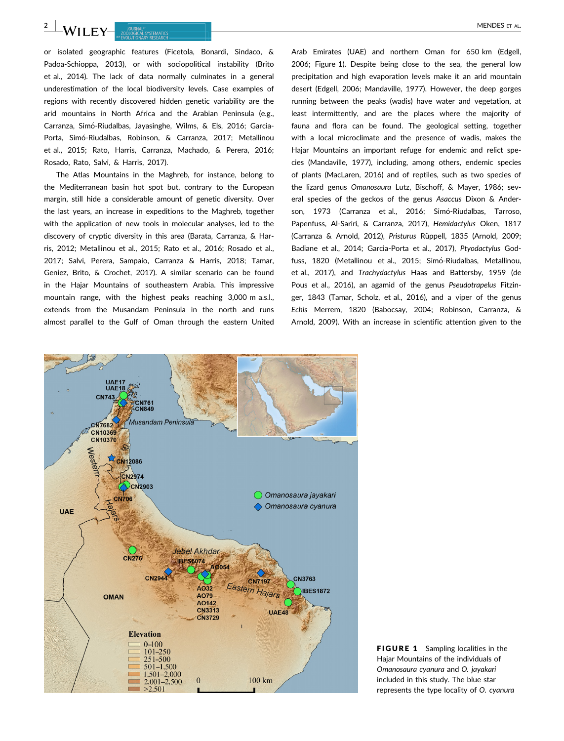or isolated geographic features (Ficetola, Bonardi, Sindaco, & Padoa-Schioppa, 2013), or with sociopolitical instability (Brito et al., 2014). The lack of data normally culminates in a general underestimation of the local biodiversity levels. Case examples of regions with recently discovered hidden genetic variability are the arid mountains in North Africa and the Arabian Peninsula (e.g., Carranza, Simó-Riudalbas, Jayasinghe, Wilms, & Els, 2016; Garcia-Porta, Simó-Riudalbas, Robinson, & Carranza, 2017; Metallinou et al., 2015; Rato, Harris, Carranza, Machado, & Perera, 2016; Rosado, Rato, Salvi, & Harris, 2017).

The Atlas Mountains in the Maghreb, for instance, belong to the Mediterranean basin hot spot but, contrary to the European margin, still hide a considerable amount of genetic diversity. Over the last years, an increase in expeditions to the Maghreb, together with the application of new tools in molecular analyses, led to the discovery of cryptic diversity in this area (Barata, Carranza, & Harris, 2012; Metallinou et al., 2015; Rato et al., 2016; Rosado et al., 2017; Salvi, Perera, Sampaio, Carranza & Harris, 2018; Tamar, Geniez, Brito, & Crochet, 2017). A similar scenario can be found in the Hajar Mountains of southeastern Arabia. This impressive mountain range, with the highest peaks reaching 3,000 m a.s.l., extends from the Musandam Peninsula in the north and runs almost parallel to the Gulf of Oman through the eastern United Arab Emirates (UAE) and northern Oman for 650 km (Edgell, 2006; Figure 1). Despite being close to the sea, the general low precipitation and high evaporation levels make it an arid mountain desert (Edgell, 2006; Mandaville, 1977). However, the deep gorges running between the peaks (wadis) have water and vegetation, at least intermittently, and are the places where the majority of fauna and flora can be found. The geological setting, together with a local microclimate and the presence of wadis, makes the Hajar Mountains an important refuge for endemic and relict species (Mandaville, 1977), including, among others, endemic species of plants (MacLaren, 2016) and of reptiles, such as two species of the lizard genus *Omanosaura* Lutz, Bischoff, & Mayer, 1986; several species of the geckos of the genus *Asaccus* Dixon & Anderson, 1973 (Carranza et al., 2016; Simó-Riudalbas, Tarroso, Papenfuss, Al-Sariri, & Carranza, 2017), *Hemidactylus* Oken, 1817 (Carranza & Arnold, 2012), *Pristurus* Rüppell, 1835 (Arnold, 2009; Badiane et al., 2014; Garcia-Porta et al., 2017), *Ptyodactylus* Goldfuss, 1820 (Metallinou et al., 2015; Simó-Riudalbas, Metallinou, et al., 2017), and *Trachydactylus* Haas and Battersby, 1959 (de Pous et al., 2016), an agamid of the genus *Pseudotrapelus* Fitzinger, 1843 (Tamar, Scholz, et al., 2016), and a viper of the genus *Echis* Merrem, 1820 (Babocsay, 2004; Robinson, Carranza, & Arnold, 2009). With an increase in scientific attention given to the

**FIGURE 1** Sampling localities in the Hajar Mountains of the individuals of *Omanosaura cyanura* and *O. jayakari* included in this study. The blue star represents the type locality of *O. cyanura*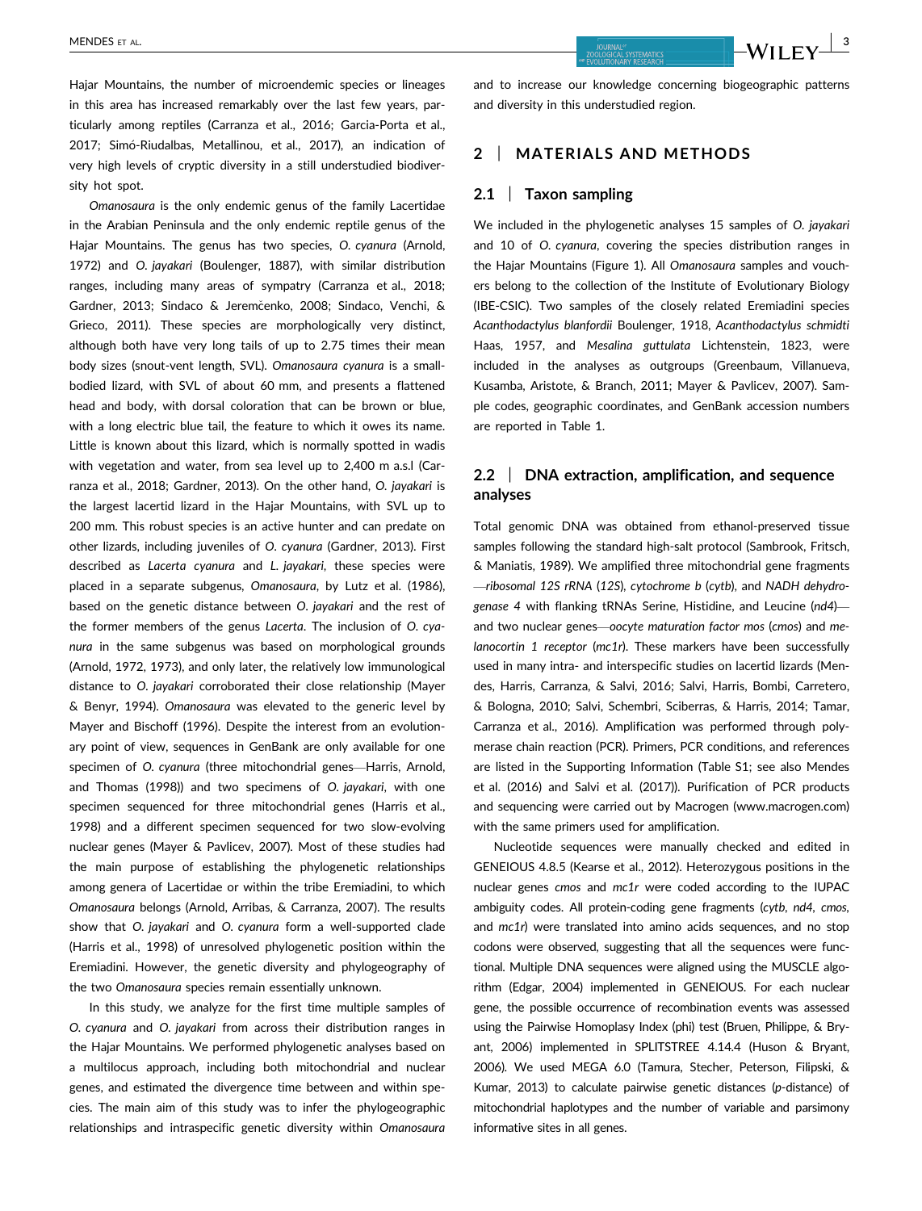Hajar Mountains, the number of microendemic species or lineages in this area has increased remarkably over the last few years, particularly among reptiles (Carranza et al., 2016; Garcia-Porta et al., 2017; Simó-Riudalbas, Metallinou, et al., 2017), an indication of very high levels of cryptic diversity in a still understudied biodiversity hot spot.

*Omanosaura* is the only endemic genus of the family Lacertidae in the Arabian Peninsula and the only endemic reptile genus of the Hajar Mountains. The genus has two species, *O. cyanura* (Arnold, 1972) and *O. jayakari* (Boulenger, 1887), with similar distribution ranges, including many areas of sympatry (Carranza et al., 2018; Gardner, 2013; Sindaco & Jeremčenko, 2008; Sindaco, Venchi, & Grieco, 2011). These species are morphologically very distinct, although both have very long tails of up to 2.75 times their mean body sizes (snout-vent length, SVL). *Omanosaura cyanura* is a small-bodied lizard, with SVL of about 60 mm, and presents a flattened head and body, with dorsal coloration that can be brown or blue, with a long electric blue tail, the feature to which it owes its name. Little is known about this lizard, which is normally spotted in wadis with vegetation and water, from sea level up to 2,400 m a.s.l (Carranza et al., 2018; Gardner, 2013). On the other hand, *O. jayakari* is the largest lacertid lizard in the Hajar Mountains, with SVL up to 200 mm. This robust species is an active hunter and can predate on other lizards, including juveniles of *O. cyanura* (Gardner, 2013). First described as *Lacerta cyanura* and *L. jayakari*, these species were placed in a separate subgenus, *Omanosaura*, by Lutz et al. (1986), based on the genetic distance between *O. jayakari* and the rest of the former members of the genus *Lacerta*. The inclusion of *O. cyanura* in the same subgenus was based on morphological grounds (Arnold, 1972, 1973), and only later, the relatively low immunological distance to *O. jayakari* corroborated their close relationship (Mayer & Benyr, 1994). *Omanosaura* was elevated to the generic level by Mayer and Bischoff (1996). Despite the interest from an evolutionary point of view, sequences in GenBank are only available for one specimen of *O. cyanura* (three mitochondrial genes—Harris, Arnold, and Thomas (1998)) and two specimens of *O. jayakari*, with one specimen sequenced for three mitochondrial genes (Harris et al., 1998) and a different specimen sequenced for two slow-evolving nuclear genes (Mayer & Pavlicev, 2007). Most of these studies had the main purpose of establishing the phylogenetic relationships among genera of Lacertidae or within the tribe Eremiadini, to which *Omanosaura* belongs (Arnold, Arribas, & Carranza, 2007). The results show that *O. jayakari* and *O. cyanura* form a well-supported clade (Harris et al., 1998) of unresolved phylogenetic position within the Eremiadini. However, the genetic diversity and phylogeography of the two *Omanosaura* species remain essentially unknown.

In this study, we analyze for the first time multiple samples of *O. cyanura* and *O. jayakari* from across their distribution ranges in the Hajar Mountains. We performed phylogenetic analyses based on a multilocus approach, including both mitochondrial and nuclear genes, and estimated the divergence time between and within species. The main aim of this study was to infer the phylogeographic relationships and intraspecific genetic diversity within *Omanosaura* and to increase our knowledge concerning biogeographic patterns and diversity in this understudied region.

## 2 | MATERIALS AND METHODS

### 2.1 | Taxon sampling

We included in the phylogenetic analyses 15 samples of *O. jayakari* and 10 of *O. cyanura*, covering the species distribution ranges in the Hajar Mountains (Figure 1). All *Omanosaura* samples and vouchers belong to the collection of the Institute of Evolutionary Biology (IBE-CSIC). Two samples of the closely related Eremiadini species *Acanthodactylus blanfordii* Boulenger, 1918, *Acanthodactylus schmidti* Haas, 1957, and *Mesalina guttulata* Lichtenstein, 1823, were included in the analyses as outgroups (Greenbaum, Villanueva, Kusamba, Aristote, & Branch, 2011; Mayer & Pavlicev, 2007). Sample codes, geographic coordinates, and GenBank accession numbers are reported in Table 1.

### 2.2 | DNA extraction, amplification, and sequence analyses

Total genomic DNA was obtained from ethanol-preserved tissue samples following the standard high-salt protocol (Sambrook, Fritsch, & Maniatis, 1989). We amplified three mitochondrial gene fragments —*ribosomal 12S rRNA* (*12S*), *cytochrome b* (*cytb*), and *NADH dehydrogenase 4* with flanking tRNAs Serine, Histidine, and Leucine (*nd4*)— and two nuclear genes—*oocyte maturation factor mos* (*cmos*) and *melanocortin 1 receptor* (*mc1r*). These markers have been successfully used in many intra- and interspecific studies on lacertid lizards (Mendes, Harris, Carranza, & Salvi, 2016; Salvi, Harris, Bombi, Carretero, & Bologna, 2010; Salvi, Schembri, Sciberras, & Harris, 2014; Tamar, Carranza et al., 2016). Amplification was performed through polymerase chain reaction (PCR). Primers, PCR conditions, and references are listed in the Supporting Information (Table S1; see also Mendes et al. (2016) and Salvi et al. (2017)). Purification of PCR products and sequencing were carried out by Macrogen (www.macrogen.com) with the same primers used for amplification.

Nucleotide sequences were manually checked and edited in GENEIOUS 4.8.5 (Kearse et al., 2012). Heterozygous positions in the nuclear genes *cmos* and *mc1r* were coded according to the IUPAC ambiguity codes. All protein-coding gene fragments (*cytb*, *nd4*, *cmos*, and *mc1r*) were translated into amino acids sequences, and no stop codons were observed, suggesting that all the sequences were functional. Multiple DNA sequences were aligned using the MUSCLE algorithm (Edgar, 2004) implemented in GENEIOUS. For each nuclear gene, the possible occurrence of recombination events was assessed using the Pairwise Homoplasy Index (phi) test (Bruen, Philippe, & Bryant, 2006) implemented in SPLITSTREE 4.14.4 (Huson & Bryant, 2006). We used MEGA 6.0 (Tamura, Stecher, Peterson, Filipski, & Kumar, 2013) to calculate pairwise genetic distances (*p*-distance) of mitochondrial haplotypes and the number of variable and parsimony informative sites in all genes.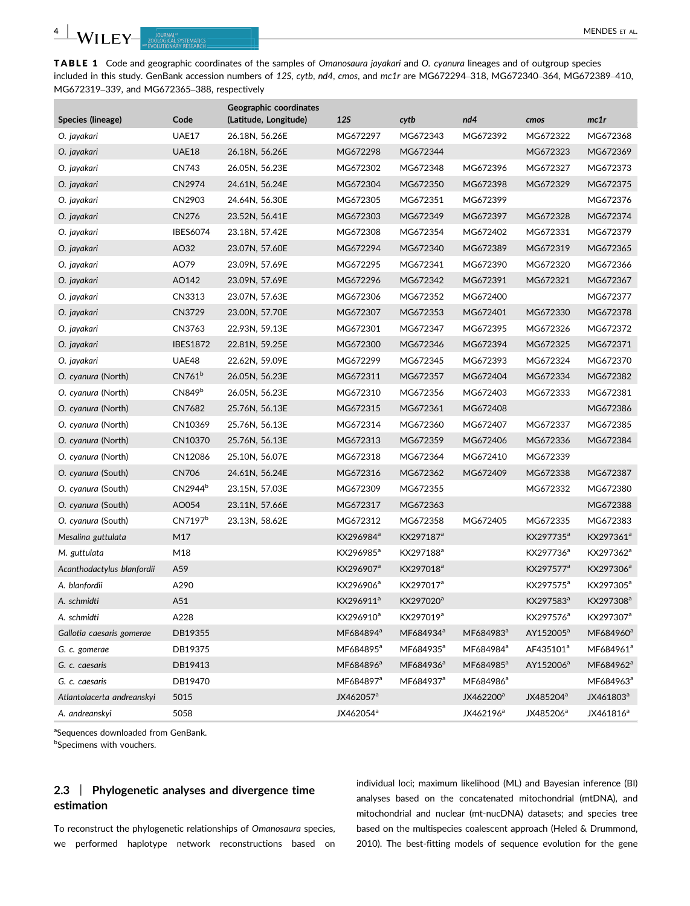**TABLE 1** Code and geographic coordinates of the samples of *Omanosaura jayakari* and *O. cyanura* lineages and of outgroup species included in this study. GenBank accession numbers of *12S*, *cytb*, *nd4*, *cmos*, and *mc1r* are MG672294–318, MG672340–364, MG672389–410, MG672319–339, and MG672365–388, respectively

| Species (lineage) | Code | Geographic coordinates (Latitude, Longitude) | *12S* | *cytb* | *nd4* | *cmos* | *mc1r* |
|---|---|---|---|---|---|---|---|
| *O. jayakari* | UAE17 | 26.18N, 56.26E | MG672297 | MG672343 | MG672392 | MG672322 | MG672368 |
| *O. jayakari* | UAE18 | 26.18N, 56.26E | MG672298 | MG672344 | | MG672323 | MG672369 |
| *O. jayakari* | CN743 | 26.05N, 56.23E | MG672302 | MG672348 | MG672396 | MG672327 | MG672373 |
| *O. jayakari* | CN2974 | 24.61N, 56.24E | MG672304 | MG672350 | MG672398 | MG672329 | MG672375 |
| *O. jayakari* | CN2903 | 24.64N, 56.30E | MG672305 | MG672351 | MG672399 | | MG672376 |
| *O. jayakari* | CN276 | 23.52N, 56.41E | MG672303 | MG672349 | MG672397 | MG672328 | MG672374 |
| *O. jayakari* | IBES6074 | 23.18N, 57.42E | MG672308 | MG672354 | MG672402 | MG672331 | MG672379 |
| *O. jayakari* | AO32 | 23.07N, 57.60E | MG672294 | MG672340 | MG672389 | MG672319 | MG672365 |
| *O. jayakari* | AO79 | 23.09N, 57.69E | MG672295 | MG672341 | MG672390 | MG672320 | MG672366 |
| *O. jayakari* | AO142 | 23.09N, 57.69E | MG672296 | MG672342 | MG672391 | MG672321 | MG672367 |
| *O. jayakari* | CN3313 | 23.07N, 57.63E | MG672306 | MG672352 | MG672400 | | MG672377 |
| *O. jayakari* | CN3729 | 23.00N, 57.70E | MG672307 | MG672353 | MG672401 | MG672330 | MG672378 |
| *O. jayakari* | CN3763 | 22.93N, 59.13E | MG672301 | MG672347 | MG672395 | MG672326 | MG672372 |
| *O. jayakari* | IBES1872 | 22.81N, 59.25E | MG672300 | MG672346 | MG672394 | MG672325 | MG672371 |
| *O. jayakari* | UAE48 | 22.62N, 59.09E | MG672299 | MG672345 | MG672393 | MG672324 | MG672370 |
| *O. cyanura* (North) | CN761[b] | 26.05N, 56.23E | MG672311 | MG672357 | MG672404 | MG672334 | MG672382 |
| *O. cyanura* (North) | CN849[b] | 26.05N, 56.23E | MG672310 | MG672356 | MG672403 | MG672333 | MG672381 |
| *O. cyanura* (North) | CN7682 | 25.76N, 56.13E | MG672315 | MG672361 | MG672408 | | MG672386 |
| *O. cyanura* (North) | CN10369 | 25.76N, 56.13E | MG672314 | MG672360 | MG672407 | MG672337 | MG672385 |
| *O. cyanura* (North) | CN10370 | 25.76N, 56.13E | MG672313 | MG672359 | MG672406 | MG672336 | MG672384 |
| *O. cyanura* (North) | CN12086 | 25.10N, 56.07E | MG672318 | MG672364 | MG672410 | MG672339 | |
| *O. cyanura* (South) | CN706 | 24.61N, 56.24E | MG672316 | MG672362 | MG672409 | MG672338 | MG672387 |
| *O. cyanura* (South) | CN2944[b] | 23.15N, 57.03E | MG672309 | MG672355 | | MG672332 | MG672380 |
| *O. cyanura* (South) | AO054 | 23.11N, 57.66E | MG672317 | MG672363 | | | MG672388 |
| *O. cyanura* (South) | CN7197[b] | 23.13N, 58.62E | MG672312 | MG672358 | MG672405 | MG672335 | MG672383 |
| *Mesalina guttulata* | M17 | | KX296984[a] | KX297187[a] | | KX297735[a] | KX297361[a] |
| *M. guttulata* | M18 | | KX296985[a] | KX297188[a] | | KX297736[a] | KX297362[a] |
| *Acanthodactylus blanfordii* | A59 | | KX296907[a] | KX297018[a] | | KX297577[a] | KX297306[a] |
| *A. blanfordii* | A290 | | KX296906[a] | KX297017[a] | | KX297575[a] | KX297305[a] |
| *A. schmidti* | A51 | | KX296911[a] | KX297020[a] | | KX297583[a] | KX297308[a] |
| *A. schmidti* | A228 | | KX296910[a] | KX297019[a] | | KX297576[a] | KX297307[a] |
| *Gallotia caesaris gomerae* | DB19355 | | MF684894[a] | MF684934[a] | MF684983[a] | AY152005[a] | MF684960[a] |
| *G. c. gomerae* | DB19375 | | MF684895[a] | MF684935[a] | MF684984[a] | AF435101[a] | MF684961[a] |
| *G. c. caesaris* | DB19413 | | MF684896[a] | MF684936[a] | MF684985[a] | AY152006[a] | MF684962[a] |
| *G. c. caesaris* | DB19470 | | MF684897[a] | MF684937[a] | MF684986[a] | | MF684963[a] |
| *Atlantolacerta andreanskyi* | 5015 | | JX462057[a] | | JX462200[a] | JX485204[a] | JX461803[a] |
| *A. andreanskyi* | 5058 | | JX462054[a] | | JX462196[a] | JX485206[a] | JX461816[a] |

[a]Sequences downloaded from GenBank.
[b]Specimens with vouchers.

## 2.3 | Phylogenetic analyses and divergence time estimation

To reconstruct the phylogenetic relationships of *Omanosaura* species, we performed haplotype network reconstructions based on individual loci; maximum likelihood (ML) and Bayesian inference (BI) analyses based on the concatenated mitochondrial (mtDNA), and mitochondrial and nuclear (mt-nucDNA) datasets; and species tree based on the multispecies coalescent approach (Heled & Drummond, 2010). The best-fitting models of sequence evolution for the gene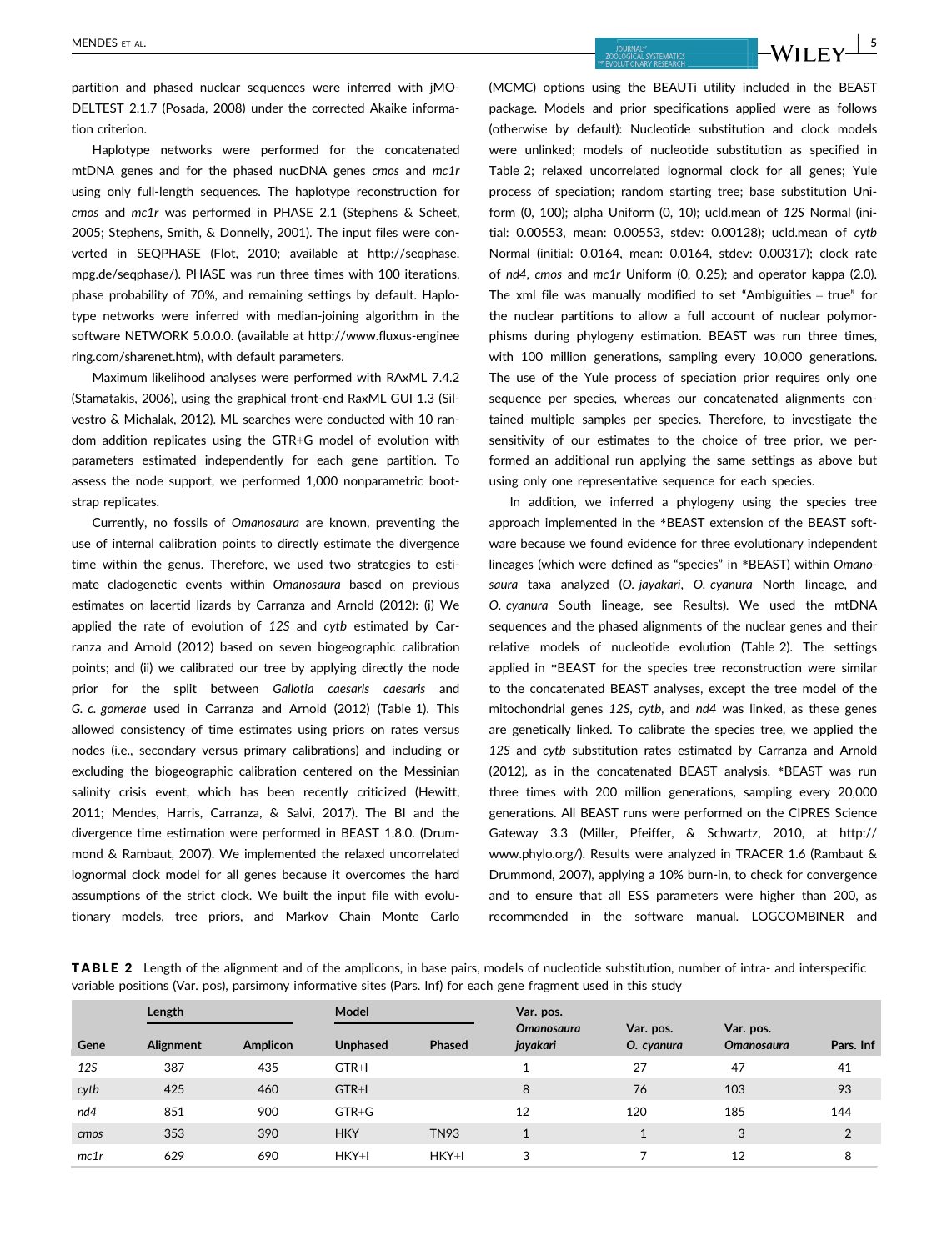partition and phased nuclear sequences were inferred with jMODELTEST 2.1.7 (Posada, 2008) under the corrected Akaike information criterion.

Haplotype networks were performed for the concatenated mtDNA genes and for the phased nucDNA genes *cmos* and *mc1r* using only full-length sequences. The haplotype reconstruction for *cmos* and *mc1r* was performed in PHASE 2.1 (Stephens & Scheet, 2005; Stephens, Smith, & Donnelly, 2001). The input files were converted in SEQPHASE (Flot, 2010; available at http://seqphase.mpg.de/seqphase/). PHASE was run three times with 100 iterations, phase probability of 70%, and remaining settings by default. Haplotype networks were inferred with median-joining algorithm in the software NETWORK 5.0.0.0. (available at http://www.fluxus-engineering.com/sharenet.htm), with default parameters.

Maximum likelihood analyses were performed with RAxML 7.4.2 (Stamatakis, 2006), using the graphical front-end RaxML GUI 1.3 (Silvestro & Michalak, 2012). ML searches were conducted with 10 random addition replicates using the GTR+G model of evolution with parameters estimated independently for each gene partition. To assess the node support, we performed 1,000 nonparametric bootstrap replicates.

Currently, no fossils of *Omanosaura* are known, preventing the use of internal calibration points to directly estimate the divergence time within the genus. Therefore, we used two strategies to estimate cladogenetic events within *Omanosaura* based on previous estimates on lacertid lizards by Carranza and Arnold (2012): (i) We applied the rate of evolution of *12S* and *cytb* estimated by Carranza and Arnold (2012) based on seven biogeographic calibration points; and (ii) we calibrated our tree by applying directly the node prior for the split between *Gallotia caesaris caesaris* and *G. c. gomerae* used in Carranza and Arnold (2012) (Table 1). This allowed consistency of time estimates using priors on rates versus nodes (i.e., secondary versus primary calibrations) and including or excluding the biogeographic calibration centered on the Messinian salinity crisis event, which has been recently criticized (Hewitt, 2011; Mendes, Harris, Carranza, & Salvi, 2017). The BI and the divergence time estimation were performed in BEAST 1.8.0. (Drummond & Rambaut, 2007). We implemented the relaxed uncorrelated lognormal clock model for all genes because it overcomes the hard assumptions of the strict clock. We built the input file with evolutionary models, tree priors, and Markov Chain Monte Carlo (MCMC) options using the BEAUTi utility included in the BEAST package. Models and prior specifications applied were as follows (otherwise by default): Nucleotide substitution and clock models were unlinked; models of nucleotide substitution as specified in Table 2; relaxed uncorrelated lognormal clock for all genes; Yule process of speciation; random starting tree; base substitution Uniform (0, 100); alpha Uniform (0, 10); ucld.mean of *12S* Normal (initial: 0.00553, mean: 0.00553, stdev: 0.00128); ucld.mean of *cytb* Normal (initial: 0.0164, mean: 0.0164, stdev: 0.00317); clock rate of *nd4*, *cmos* and *mc1r* Uniform (0, 0.25); and operator kappa (2.0). The xml file was manually modified to set "Ambiguities = true" for the nuclear partitions to allow a full account of nuclear polymorphisms during phylogeny estimation. BEAST was run three times, with 100 million generations, sampling every 10,000 generations. The use of the Yule process of speciation prior requires only one sequence per species, whereas our concatenated alignments contained multiple samples per species. Therefore, to investigate the sensitivity of our estimates to the choice of tree prior, we performed an additional run applying the same settings as above but using only one representative sequence for each species.

In addition, we inferred a phylogeny using the species tree approach implemented in the *BEAST extension of the BEAST software because we found evidence for three evolutionary independent lineages (which were defined as "species" in *BEAST) within *Omanosaura* taxa analyzed (*O. jayakari*, *O. cyanura* North lineage, and *O. cyanura* South lineage, see Results). We used the mtDNA sequences and the phased alignments of the nuclear genes and their relative models of nucleotide evolution (Table 2). The settings applied in *BEAST for the species tree reconstruction were similar to the concatenated BEAST analyses, except the tree model of the mitochondrial genes *12S*, *cytb*, and *nd4* was linked, as these genes are genetically linked. To calibrate the species tree, we applied the *12S* and *cytb* substitution rates estimated by Carranza and Arnold (2012), as in the concatenated BEAST analysis. *BEAST was run three times with 200 million generations, sampling every 20,000 generations. All BEAST runs were performed on the CIPRES Science Gateway 3.3 (Miller, Pfeiffer, & Schwartz, 2010, at http://www.phylo.org/). Results were analyzed in TRACER 1.6 (Rambaut & Drummond, 2007), applying a 10% burn-in, to check for convergence and to ensure that all ESS parameters were higher than 200, as recommended in the software manual. LOGCOMBINER and

**TABLE 2** Length of the alignment and of the amplicons, in base pairs, models of nucleotide substitution, number of intra- and interspecific variable positions (Var. pos), parsimony informative sites (Pars. Inf) for each gene fragment used in this study

| Gene | Length | | Model | | Var. pos. *Omanosaura jayakari* | Var. pos. *O. cyanura* | Var. pos. *Omanosaura* | Pars. Inf |
|---|---|---|---|---|---|---|---|---|
| | Alignment | Amplicon | Unphased | Phased | | | | |
| *12S* | 387 | 435 | GTR+I | | 1 | 27 | 47 | 41 |
| *cytb* | 425 | 460 | GTR+I | | 8 | 76 | 103 | 93 |
| *nd4* | 851 | 900 | GTR+G | | 12 | 120 | 185 | 144 |
| *cmos* | 353 | 390 | HKY | TN93 | 1 | 1 | 3 | 2 |
| *mc1r* | 629 | 690 | HKY+I | HKY+I | 3 | 7 | 12 | 8 |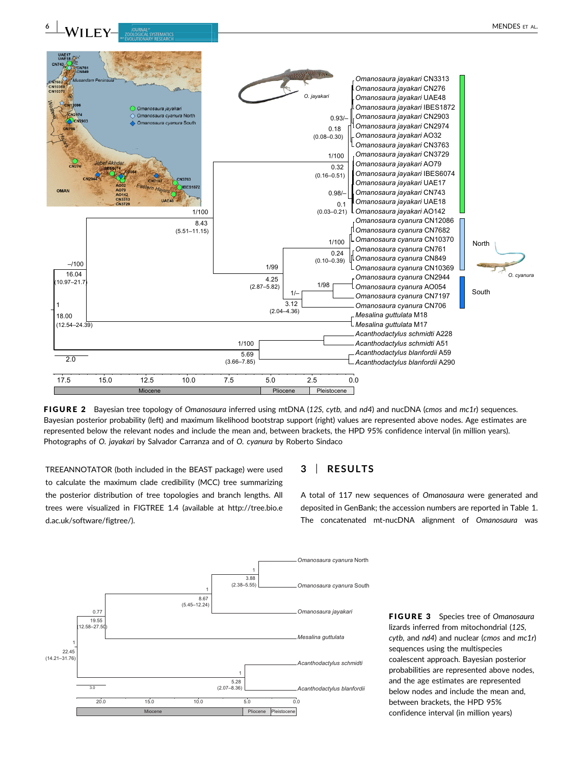**FIGURE 2** Bayesian tree topology of *Omanosaura* inferred using mtDNA (*12S*, *cytb*, and *nd4*) and nucDNA (*cmos* and *mc1r*) sequences. Bayesian posterior probability (left) and maximum likelihood bootstrap support (right) values are represented above nodes. Age estimates are represented below the relevant nodes and include the mean and, between brackets, the HPD 95% confidence interval (in million years). Photographs of *O. jayakari* by Salvador Carranza and of *O. cyanura* by Roberto Sindaco

TREEANNOTATOR (both included in the BEAST package) were used to calculate the maximum clade credibility (MCC) tree summarizing the posterior distribution of tree topologies and branch lengths. All trees were visualized in FIGTREE 1.4 (available at http://tree.bio.ed.ac.uk/software/figtree/).

## 3 | RESULTS

A total of 117 new sequences of *Omanosaura* were generated and deposited in GenBank; the accession numbers are reported in Table 1. The concatenated mt-nucDNA alignment of *Omanosaura* was

**FIGURE 3** Species tree of *Omanosaura* lizards inferred from mitochondrial (*12S*, *cytb*, and *nd4*) and nuclear (*cmos* and *mc1r*) sequences using the multispecies coalescent approach. Bayesian posterior probabilities are represented above nodes, and the age estimates are represented below nodes and include the mean and, between brackets, the HPD 95% confidence interval (in million years)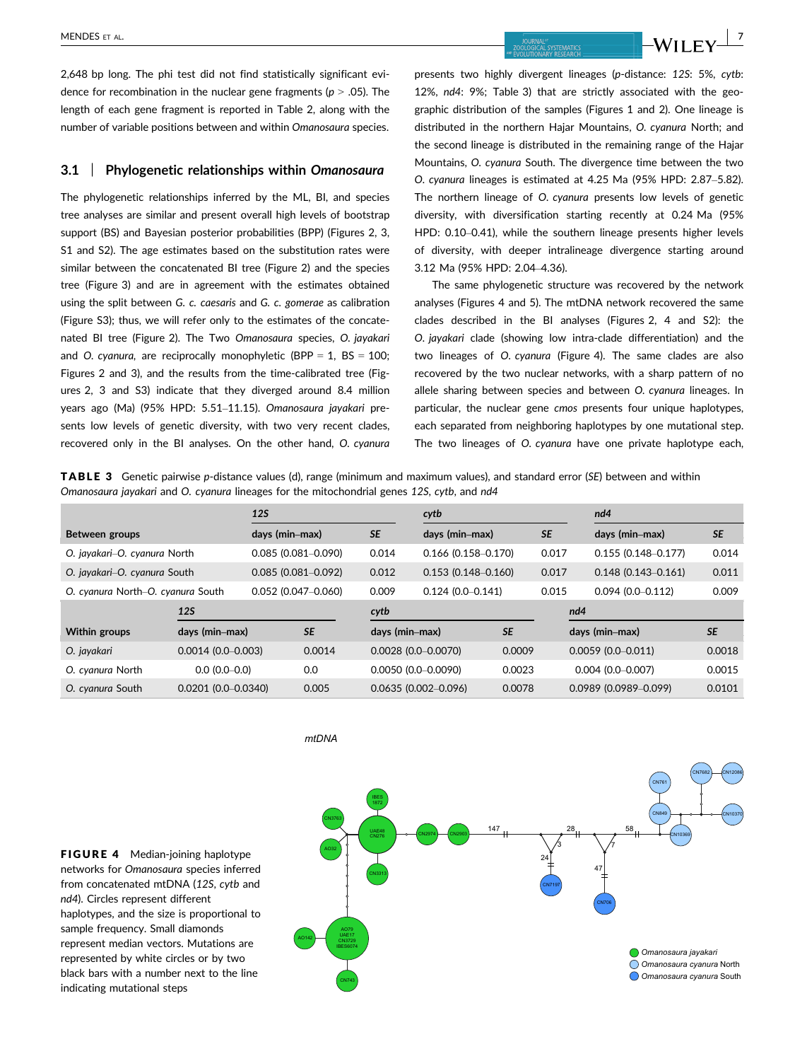2,648 bp long. The phi test did not find statistically significant evidence for recombination in the nuclear gene fragments ($p > .05$). The length of each gene fragment is reported in Table 2, along with the number of variable positions between and within *Omanosaura* species.

### 3.1 | Phylogenetic relationships within *Omanosaura*

The phylogenetic relationships inferred by the ML, BI, and species tree analyses are similar and present overall high levels of bootstrap support (BS) and Bayesian posterior probabilities (BPP) (Figures 2, 3, S1 and S2). The age estimates based on the substitution rates were similar between the concatenated BI tree (Figure 2) and the species tree (Figure 3) and are in agreement with the estimates obtained using the split between *G. c. caesaris* and *G. c. gomerae* as calibration (Figure S3); thus, we will refer only to the estimates of the concatenated BI tree (Figure 2). The Two *Omanosaura* species, *O. jayakari* and *O. cyanura*, are reciprocally monophyletic (BPP = 1, BS = 100; Figures 2 and 3), and the results from the time-calibrated tree (Figures 2, 3 and S3) indicate that they diverged around 8.4 million years ago (Ma) (95% HPD: 5.51–11.15). *Omanosaura jayakari* presents low levels of genetic diversity, with two very recent clades, recovered only in the BI analyses. On the other hand, *O. cyanura* presents two highly divergent lineages (*p*-distance: *12S*: 5%, *cytb*: 12%, *nd4*: 9%; Table 3) that are strictly associated with the geographic distribution of the samples (Figures 1 and 2). One lineage is distributed in the northern Hajar Mountains, *O. cyanura* North; and the second lineage is distributed in the remaining range of the Hajar Mountains, *O. cyanura* South. The divergence time between the two *O. cyanura* lineages is estimated at 4.25 Ma (95% HPD: 2.87–5.82). The northern lineage of *O. cyanura* presents low levels of genetic diversity, with diversification starting recently at 0.24 Ma (95% HPD: 0.10–0.41), while the southern lineage presents higher levels of diversity, with deeper intralineage divergence starting around 3.12 Ma (95% HPD: 2.04–4.36).

The same phylogenetic structure was recovered by the network analyses (Figures 4 and 5). The mtDNA network recovered the same clades described in the BI analyses (Figures 2, 4 and S2): the *O. jayakari* clade (showing low intra-clade differentiation) and the two lineages of *O. cyanura* (Figure 4). The same clades are also recovered by the two nuclear networks, with a sharp pattern of no allele sharing between species and between *O. cyanura* lineages. In particular, the nuclear gene *cmos* presents four unique haplotypes, each separated from neighboring haplotypes by one mutational step. The two lineages of *O. cyanura* have one private haplotype each,

**TABLE 3** Genetic pairwise *p*-distance values (d), range (minimum and maximum values), and standard error (*SE*) between and within *Omanosaura jayakari* and *O. cyanura* lineages for the mitochondrial genes *12S*, *cytb*, and *nd4*

| | *12S* | | *cytb* | | *nd4* | |
|---|---|---|---|---|---|---|
| **Between groups** | **days (min–max)** | ***SE*** | **days (min–max)** | ***SE*** | **days (min–max)** | ***SE*** |
| *O. jayakari*–*O. cyanura* North | 0.085 (0.081–0.090) | 0.014 | 0.166 (0.158–0.170) | 0.017 | 0.155 (0.148–0.177) | 0.014 |
| *O. jayakari*–*O. cyanura* South | 0.085 (0.081–0.092) | 0.012 | 0.153 (0.148–0.160) | 0.017 | 0.148 (0.143–0.161) | 0.011 |
| *O. cyanura* North–*O. cyanura* South | 0.052 (0.047–0.060) | 0.009 | 0.124 (0.0–0.141) | 0.015 | 0.094 (0.0–0.112) | 0.009 |
| | ***12S*** | | ***cytb*** | | ***nd4*** | |
| **Within groups** | **days (min–max)** | ***SE*** | **days (min–max)** | ***SE*** | **days (min–max)** | ***SE*** |
| *O. jayakari* | 0.0014 (0.0–0.003) | 0.0014 | 0.0028 (0.0–0.0070) | 0.0009 | 0.0059 (0.0–0.011) | 0.0018 |
| *O. cyanura* North | 0.0 (0.0–0.0) | 0.0 | 0.0050 (0.0–0.0090) | 0.0023 | 0.004 (0.0–0.007) | 0.0015 |
| *O. cyanura* South | 0.0201 (0.0–0.0340) | 0.005 | 0.0635 (0.002–0.096) | 0.0078 | 0.0989 (0.0989–0.099) | 0.0101 |

**FIGURE 4** Median-joining haplotype networks for *Omanosaura* species inferred from concatenated mtDNA (*12S*, *cytb* and *nd4*). Circles represent different haplotypes, and the size is proportional to sample frequency. Small diamonds represent median vectors. Mutations are represented by white circles or by two black bars with a number next to the line indicating mutational steps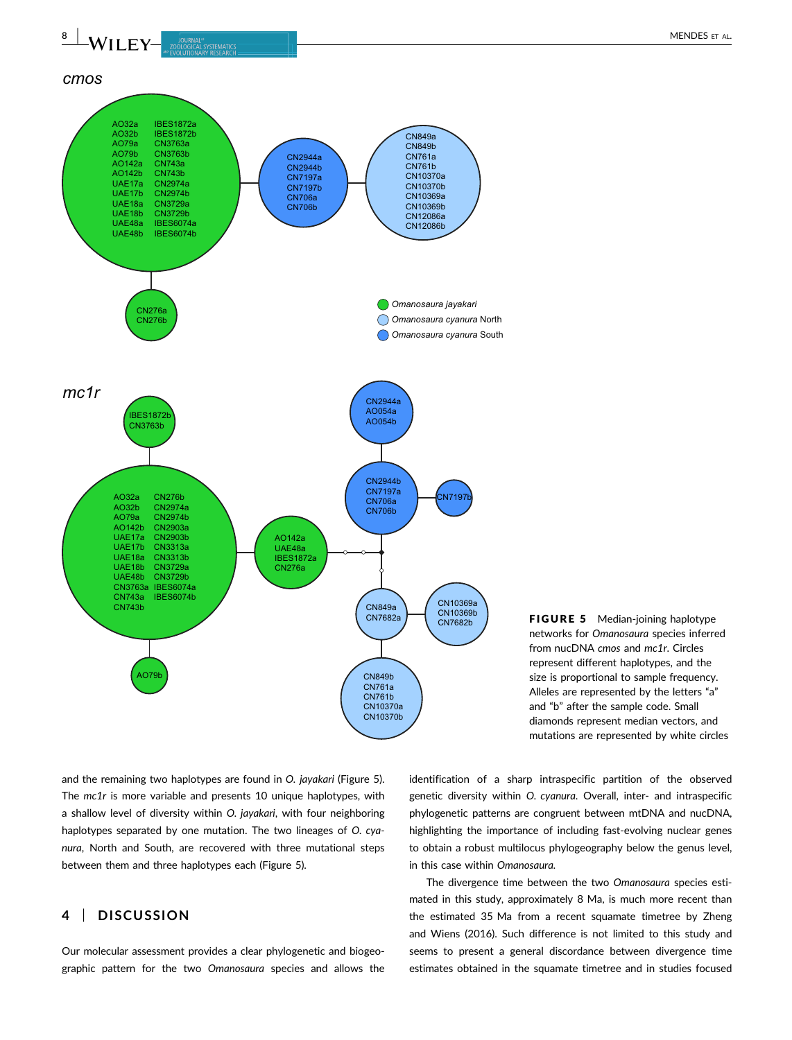**FIGURE 5** Median-joining haplotype networks for *Omanosaura* species inferred from nucDNA *cmos* and *mc1r*. Circles represent different haplotypes, and the size is proportional to sample frequency. Alleles are represented by the letters "a" and "b" after the sample code. Small diamonds represent median vectors, and mutations are represented by white circles

and the remaining two haplotypes are found in *O. jayakari* (Figure 5). The *mc1r* is more variable and presents 10 unique haplotypes, with a shallow level of diversity within *O. jayakari*, with four neighboring haplotypes separated by one mutation. The two lineages of *O. cyanura*, North and South, are recovered with three mutational steps between them and three haplotypes each (Figure 5).

## 4 | DISCUSSION

Our molecular assessment provides a clear phylogenetic and biogeographic pattern for the two *Omanosaura* species and allows the identification of a sharp intraspecific partition of the observed genetic diversity within *O. cyanura*. Overall, inter- and intraspecific phylogenetic patterns are congruent between mtDNA and nucDNA, highlighting the importance of including fast-evolving nuclear genes to obtain a robust multilocus phylogeography below the genus level, in this case within *Omanosaura*.

The divergence time between the two *Omanosaura* species estimated in this study, approximately 8 Ma, is much more recent than the estimated 35 Ma from a recent squamate timetree by Zheng and Wiens (2016). Such difference is not limited to this study and seems to present a general discordance between divergence time estimates obtained in the squamate timetree and in studies focused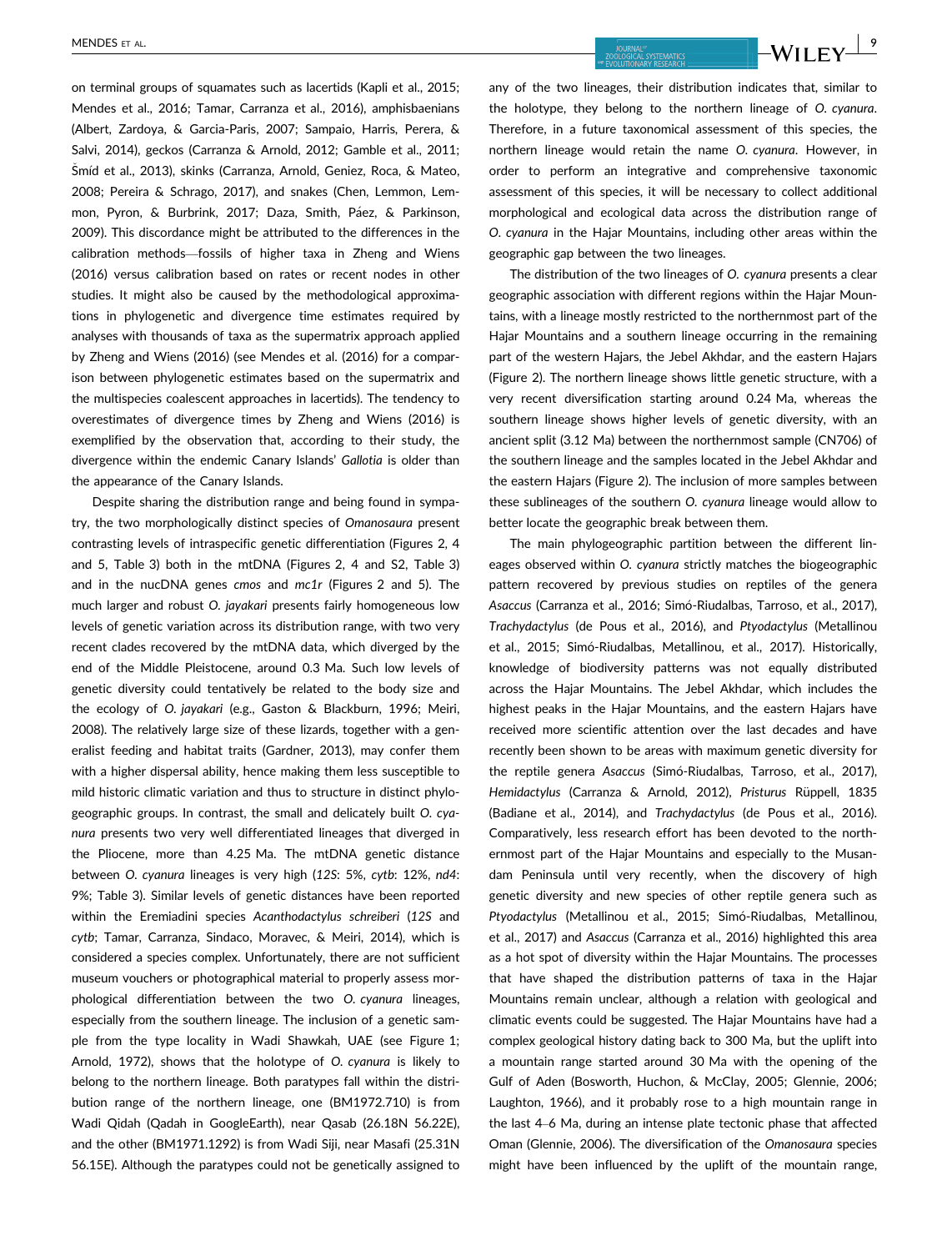on terminal groups of squamates such as lacertids (Kapli et al., 2015; Mendes et al., 2016; Tamar, Carranza et al., 2016), amphisbaenians (Albert, Zardoya, & Garcia-Paris, 2007; Sampaio, Harris, Perera, & Salvi, 2014), geckos (Carranza & Arnold, 2012; Gamble et al., 2011; Šmíd et al., 2013), skinks (Carranza, Arnold, Geniez, Roca, & Mateo, 2008; Pereira & Schrago, 2017), and snakes (Chen, Lemmon, Lemmon, Pyron, & Burbrink, 2017; Daza, Smith, Páez, & Parkinson, 2009). This discordance might be attributed to the differences in the calibration methods—fossils of higher taxa in Zheng and Wiens (2016) versus calibration based on rates or recent nodes in other studies. It might also be caused by the methodological approximations in phylogenetic and divergence time estimates required by analyses with thousands of taxa as the supermatrix approach applied by Zheng and Wiens (2016) (see Mendes et al. (2016) for a comparison between phylogenetic estimates based on the supermatrix and the multispecies coalescent approaches in lacertids). The tendency to overestimates of divergence times by Zheng and Wiens (2016) is exemplified by the observation that, according to their study, the divergence within the endemic Canary Islands' *Gallotia* is older than the appearance of the Canary Islands.

Despite sharing the distribution range and being found in sympatry, the two morphologically distinct species of *Omanosaura* present contrasting levels of intraspecific genetic differentiation (Figures 2, 4 and 5, Table 3) both in the mtDNA (Figures 2, 4 and S2, Table 3) and in the nucDNA genes *cmos* and *mc1r* (Figures 2 and 5). The much larger and robust *O. jayakari* presents fairly homogeneous low levels of genetic variation across its distribution range, with two very recent clades recovered by the mtDNA data, which diverged by the end of the Middle Pleistocene, around 0.3 Ma. Such low levels of genetic diversity could tentatively be related to the body size and the ecology of *O. jayakari* (e.g., Gaston & Blackburn, 1996; Meiri, 2008). The relatively large size of these lizards, together with a generalist feeding and habitat traits (Gardner, 2013), may confer them with a higher dispersal ability, hence making them less susceptible to mild historic climatic variation and thus to structure in distinct phylogeographic groups. In contrast, the small and delicately built *O. cyanura* presents two very well differentiated lineages that diverged in the Pliocene, more than 4.25 Ma. The mtDNA genetic distance between *O. cyanura* lineages is very high (*12S*: 5%, *cytb*: 12%, *nd4*: 9%; Table 3). Similar levels of genetic distances have been reported within the Eremiadini species *Acanthodactylus schreiberi* (*12S* and *cytb*; Tamar, Carranza, Sindaco, Moravec, & Meiri, 2014), which is considered a species complex. Unfortunately, there are not sufficient museum vouchers or photographical material to properly assess morphological differentiation between the two *O. cyanura* lineages, especially from the southern lineage. The inclusion of a genetic sample from the type locality in Wadi Shawkah, UAE (see Figure 1; Arnold, 1972), shows that the holotype of *O. cyanura* is likely to belong to the northern lineage. Both paratypes fall within the distribution range of the northern lineage, one (BM1972.710) is from Wadi Qidah (Qadah in GoogleEarth), near Qasab (26.18N 56.22E), and the other (BM1971.1292) is from Wadi Siji, near Masafi (25.31N 56.15E). Although the paratypes could not be genetically assigned to any of the two lineages, their distribution indicates that, similar to the holotype, they belong to the northern lineage of *O. cyanura*. Therefore, in a future taxonomical assessment of this species, the northern lineage would retain the name *O. cyanura*. However, in order to perform an integrative and comprehensive taxonomic assessment of this species, it will be necessary to collect additional morphological and ecological data across the distribution range of *O. cyanura* in the Hajar Mountains, including other areas within the geographic gap between the two lineages.

The distribution of the two lineages of *O. cyanura* presents a clear geographic association with different regions within the Hajar Mountains, with a lineage mostly restricted to the northernmost part of the Hajar Mountains and a southern lineage occurring in the remaining part of the western Hajars, the Jebel Akhdar, and the eastern Hajars (Figure 2). The northern lineage shows little genetic structure, with a very recent diversification starting around 0.24 Ma, whereas the southern lineage shows higher levels of genetic diversity, with an ancient split (3.12 Ma) between the northernmost sample (CN706) of the southern lineage and the samples located in the Jebel Akhdar and the eastern Hajars (Figure 2). The inclusion of more samples between these sublineages of the southern *O. cyanura* lineage would allow to better locate the geographic break between them.

The main phylogeographic partition between the different lineages observed within *O. cyanura* strictly matches the biogeographic pattern recovered by previous studies on reptiles of the genera *Asaccus* (Carranza et al., 2016; Simó-Riudalbas, Tarroso, et al., 2017), *Trachydactylus* (de Pous et al., 2016), and *Ptyodactylus* (Metallinou et al., 2015; Simó-Riudalbas, Metallinou, et al., 2017). Historically, knowledge of biodiversity patterns was not equally distributed across the Hajar Mountains. The Jebel Akhdar, which includes the highest peaks in the Hajar Mountains, and the eastern Hajars have received more scientific attention over the last decades and have recently been shown to be areas with maximum genetic diversity for the reptile genera *Asaccus* (Simó-Riudalbas, Tarroso, et al., 2017), *Hemidactylus* (Carranza & Arnold, 2012), *Pristurus* Rüppell, 1835 (Badiane et al., 2014), and *Trachydactylus* (de Pous et al., 2016). Comparatively, less research effort has been devoted to the northernmost part of the Hajar Mountains and especially to the Musandam Peninsula until very recently, when the discovery of high genetic diversity and new species of other reptile genera such as *Ptyodactylus* (Metallinou et al., 2015; Simó-Riudalbas, Metallinou, et al., 2017) and *Asaccus* (Carranza et al., 2016) highlighted this area as a hot spot of diversity within the Hajar Mountains. The processes that have shaped the distribution patterns of taxa in the Hajar Mountains remain unclear, although a relation with geological and climatic events could be suggested. The Hajar Mountains have had a complex geological history dating back to 300 Ma, but the uplift into a mountain range started around 30 Ma with the opening of the Gulf of Aden (Bosworth, Huchon, & McClay, 2005; Glennie, 2006; Laughton, 1966), and it probably rose to a high mountain range in the last 4–6 Ma, during an intense plate tectonic phase that affected Oman (Glennie, 2006). The diversification of the *Omanosaura* species might have been influenced by the uplift of the mountain range,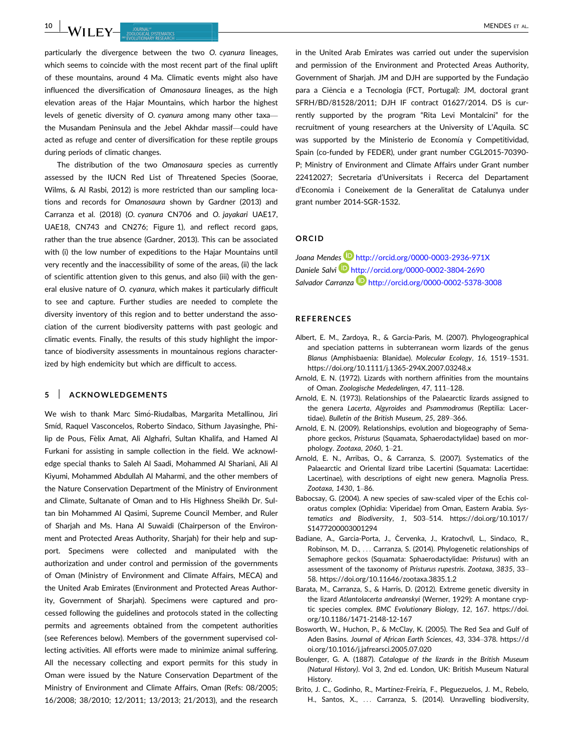particularly the divergence between the two *O. cyanura* lineages, which seems to coincide with the most recent part of the final uplift of these mountains, around 4 Ma. Climatic events might also have influenced the diversification of *Omanosaura* lineages, as the high elevation areas of the Hajar Mountains, which harbor the highest levels of genetic diversity of *O. cyanura* among many other taxa—the Musandam Peninsula and the Jebel Akhdar massif—could have acted as refuge and center of diversification for these reptile groups during periods of climatic changes.

The distribution of the two *Omanosaura* species as currently assessed by the IUCN Red List of Threatened Species (Soorae, Wilms, & Al Rasbi, 2012) is more restricted than our sampling locations and records for *Omanosaura* shown by Gardner (2013) and Carranza et al. (2018) (*O. cyanura* CN706 and *O. jayakari* UAE17, UAE18, CN743 and CN276; Figure 1), and reflect record gaps, rather than the true absence (Gardner, 2013). This can be associated with (i) the low number of expeditions to the Hajar Mountains until very recently and the inaccessibility of some of the areas, (ii) the lack of scientific attention given to this genus, and also (iii) with the general elusive nature of *O. cyanura*, which makes it particularly difficult to see and capture. Further studies are needed to complete the diversity inventory of this region and to better understand the association of the current biodiversity patterns with past geologic and climatic events. Finally, the results of this study highlight the importance of biodiversity assessments in mountainous regions characterized by high endemicity but which are difficult to access.

## 5 | ACKNOWLEDGEMENTS

We wish to thank Marc Simó-Riudalbas, Margarita Metallinou, Jiri Smíd, Raquel Vasconcelos, Roberto Sindaco, Sithum Jayasinghe, Philip de Pous, Fèlix Amat, Ali Alghafri, Sultan Khalifa, and Hamed Al Furkani for assisting in sample collection in the field. We acknowledge special thanks to Saleh Al Saadi, Mohammed Al Shariani, Ali Al Kiyumi, Mohammed Abdullah Al Maharmi, and the other members of the Nature Conservation Department of the Ministry of Environment and Climate, Sultanate of Oman and to His Highness Sheikh Dr. Sultan bin Mohammed Al Qasimi, Supreme Council Member, and Ruler of Sharjah and Ms. Hana Al Suwaidi (Chairperson of the Environment and Protected Areas Authority, Sharjah) for their help and support. Specimens were collected and manipulated with the authorization and under control and permission of the governments of Oman (Ministry of Environment and Climate Affairs, MECA) and the United Arab Emirates (Environment and Protected Areas Authority, Government of Sharjah). Specimens were captured and processed following the guidelines and protocols stated in the collecting permits and agreements obtained from the competent authorities (see References below). Members of the government supervised collecting activities. All efforts were made to minimize animal suffering. All the necessary collecting and export permits for this study in Oman were issued by the Nature Conservation Department of the Ministry of Environment and Climate Affairs, Oman (Refs: 08/2005; 16/2008; 38/2010; 12/2011; 13/2013; 21/2013), and the research in the United Arab Emirates was carried out under the supervision and permission of the Environment and Protected Areas Authority, Government of Sharjah. JM and DJH are supported by the Fundação para a Ciência e a Tecnologia (FCT, Portugal): JM, doctoral grant SFRH/BD/81528/2011; DJH IF contract 01627/2014. DS is currently supported by the program "Rita Levi Montalcini" for the recruitment of young researchers at the University of L'Aquila. SC was supported by the Ministerio de Economía y Competitividad, Spain (co-funded by FEDER), under grant number CGL2015-70390-P; Ministry of Environment and Climate Affairs under Grant number 22412027; Secretaria d'Universitats i Recerca del Departament d'Economia i Coneixement de la Generalitat de Catalunya under grant number 2014-SGR-1532.

## ORCID

*Joana Mendes* http://orcid.org/0000-0003-2936-971X
*Daniele Salvi* http://orcid.org/0000-0002-3804-2690
*Salvador Carranza* http://orcid.org/0000-0002-5378-3008

## REFERENCES

Albert, E. M., Zardoya, R., & Garcia-Paris, M. (2007). Phylogeographical and speciation patterns in subterranean worm lizards of the genus *Blanus* (Amphisbaenia: Blanidae). *Molecular Ecology*, *16*, 1519–1531. https://doi.org/10.1111/j.1365-294X.2007.03248.x

Arnold, E. N. (1972). Lizards with northern affinities from the mountains of Oman. *Zoologische Mededelingen*, *47*, 111–128.

Arnold, E. N. (1973). Relationships of the Palaearctic lizards assigned to the genera *Lacerta*, *Algyroides* and *Psammodromus* (Reptilia: Lacertidae). *Bulletin of the British Museum*, *25*, 289–366.

Arnold, E. N. (2009). Relationships, evolution and biogeography of Semaphore geckos, *Pristurus* (Squamata, Sphaerodactylidae) based on morphology. *Zootaxa*, *2060*, 1–21.

Arnold, E. N., Arribas, O., & Carranza, S. (2007). Systematics of the Palaearctic and Oriental lizard tribe Lacertini (Squamata: Lacertidae: Lacertinae), with descriptions of eight new genera. Magnolia Press. *Zootaxa*, *1430*, 1–86.

Babocsay, G. (2004). A new species of saw-scaled viper of the Echis coloratus complex (Ophidia: Viperidae) from Oman, Eastern Arabia. *Systematics and Biodiversity*, *1*, 503–514. https://doi.org/10.1017/S1477200003001294

Badiane, A., Garcia-Porta, J., Červenka, J., Kratochvíl, L., Sindaco, R., Robinson, M. D., … Carranza, S. (2014). Phylogenetic relationships of Semaphore geckos (Squamata: Sphaerodactylidae: *Pristurus*) with an assessment of the taxonomy of *Pristurus rupestris*. *Zootaxa*, *3835*, 33–58. https://doi.org/10.11646/zootaxa.3835.1.2

Barata, M., Carranza, S., & Harris, D. (2012). Extreme genetic diversity in the lizard *Atlantolacerta andreanskyi* (Werner, 1929): A montane cryptic species complex. *BMC Evolutionary Biology*, *12*, 167. https://doi.org/10.1186/1471-2148-12-167

Bosworth, W., Huchon, P., & McClay, K. (2005). The Red Sea and Gulf of Aden Basins. *Journal of African Earth Sciences*, *43*, 334–378. https://doi.org/10.1016/j.jafrearsci.2005.07.020

Boulenger, G. A. (1887). *Catalogue of the lizards in the British Museum (Natural History)*. Vol 3, 2nd ed. London, UK: British Museum Natural History.

Brito, J. C., Godinho, R., Martínez-Freiría, F., Pleguezuelos, J. M., Rebelo, H., Santos, X., … Carranza, S. (2014). Unravelling biodiversity,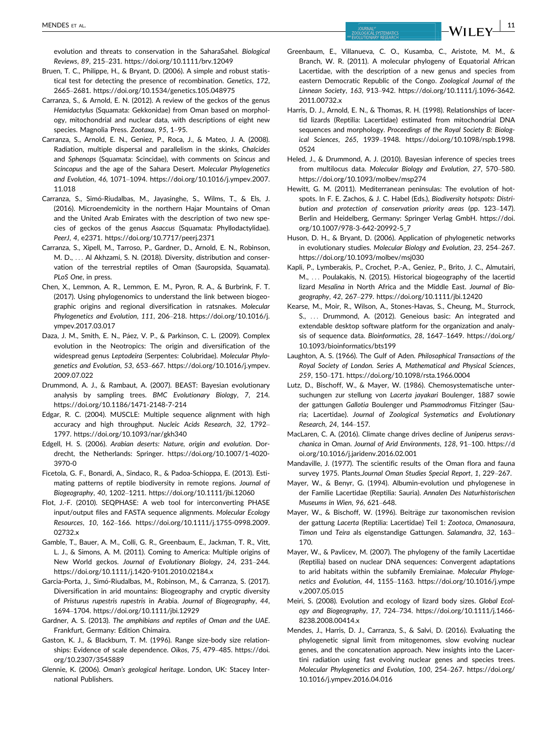evolution and threats to conservation in the SaharaSahel. *Biological Reviews*, *89*, 215–231. https://doi.org/10.1111/brv.12049

Bruen, T. C., Philippe, H., & Bryant, D. (2006). A simple and robust statistical test for detecting the presence of recombination. *Genetics*, *172*, 2665–2681. https://doi.org/10.1534/genetics.105.048975

Carranza, S., & Arnold, E. N. (2012). A review of the geckos of the genus *Hemidactylus* (Squamata: Gekkonidae) from Oman based on morphology, mitochondrial and nuclear data, with descriptions of eight new species. Magnolia Press. *Zootaxa*, *95*, 1–95.

Carranza, S., Arnold, E. N., Geniez, P., Roca, J., & Mateo, J. A. (2008). Radiation, multiple dispersal and parallelism in the skinks, *Chalcides* and *Sphenops* (Squamata: Scincidae), with comments on *Scincus* and *Scincopus* and the age of the Sahara Desert. *Molecular Phylogenetics and Evolution*, *46*, 1071–1094. https://doi.org/10.1016/j.ympev.2007.11.018

Carranza, S., Simó-Riudalbas, M., Jayasinghe, S., Wilms, T., & Els, J. (2016). Microendemicity in the northern Hajar Mountains of Oman and the United Arab Emirates with the description of two new species of geckos of the genus *Asaccus* (Squamata: Phyllodactylidae). *PeerJ*, *4*, e2371. https://doi.org/10.7717/peerj.2371

Carranza, S., Xipell, M., Tarroso, P., Gardner, D., Arnold, E. N., Robinson, M. D., … Al Akhzami, S. N. (2018). Diversity, distribution and conservation of the terrestrial reptiles of Oman (Sauropsida, Squamata). *PLoS One*, in press.

Chen, X., Lemmon, A. R., Lemmon, E. M., Pyron, R. A., & Burbrink, F. T. (2017). Using phylogenomics to understand the link between biogeographic origins and regional diversification in ratsnakes. *Molecular Phylogenetics and Evolution*, *111*, 206–218. https://doi.org/10.1016/j.ympev.2017.03.017

Daza, J. M., Smith, E. N., Páez, V. P., & Parkinson, C. L. (2009). Complex evolution in the Neotropics: The origin and diversification of the widespread genus *Leptodeira* (Serpentes: Colubridae). *Molecular Phylogenetics and Evolution*, *53*, 653–667. https://doi.org/10.1016/j.ympev.2009.07.022

Drummond, A. J., & Rambaut, A. (2007). BEAST: Bayesian evolutionary analysis by sampling trees. *BMC Evolutionary Biology*, *7*, 214. https://doi.org/10.1186/1471-2148-7-214

Edgar, R. C. (2004). MUSCLE: Multiple sequence alignment with high accuracy and high throughput. *Nucleic Acids Research*, *32*, 1792–1797. https://doi.org/10.1093/nar/gkh340

Edgell, H. S. (2006). *Arabian deserts: Nature, origin and evolution*. Dordrecht, the Netherlands: Springer. https://doi.org/10.1007/1-4020-3970-0

Ficetola, G. F., Bonardi, A., Sindaco, R., & Padoa-Schioppa, E. (2013). Estimating patterns of reptile biodiversity in remote regions. *Journal of Biogeography*, *40*, 1202–1211. https://doi.org/10.1111/jbi.12060

Flot, J.-F. (2010). SEQPHASE: A web tool for interconverting PHASE input/output files and FASTA sequence alignments. *Molecular Ecology Resources*, *10*, 162–166. https://doi.org/10.1111/j.1755-0998.2009.02732.x

Gamble, T., Bauer, A. M., Colli, G. R., Greenbaum, E., Jackman, T. R., Vitt, L. J., & Simons, A. M. (2011). Coming to America: Multiple origins of New World geckos. *Journal of Evolutionary Biology*, *24*, 231–244. https://doi.org/10.1111/j.1420-9101.2010.02184.x

Garcia-Porta, J., Simó-Riudalbas, M., Robinson, M., & Carranza, S. (2017). Diversification in arid mountains: Biogeography and cryptic diversity of *Pristurus rupestris rupestris* in Arabia. *Journal of Biogeography*, *44*, 1694–1704. https://doi.org/10.1111/jbi.12929

Gardner, A. S. (2013). *The amphibians and reptiles of Oman and the UAE*. Frankfurt, Germany: Edition Chimaira.

Gaston, K. J., & Blackburn, T. M. (1996). Range size-body size relationships: Evidence of scale dependence. *Oikos*, *75*, 479–485. https://doi.org/10.2307/3545889

Glennie, K. (2006). *Oman's geological heritage*. London, UK: Stacey International Publishers.

Greenbaum, E., Villanueva, C. O., Kusamba, C., Aristote, M. M., & Branch, W. R. (2011). A molecular phylogeny of Equatorial African Lacertidae, with the description of a new genus and species from eastern Democratic Republic of the Congo. *Zoological Journal of the Linnean Society*, *163*, 913–942. https://doi.org/10.1111/j.1096-3642.2011.00732.x

Harris, D. J., Arnold, E. N., & Thomas, R. H. (1998). Relationships of lacertid lizards (Reptilia: Lacertidae) estimated from mitochondrial DNA sequences and morphology. *Proceedings of the Royal Society B: Biological Sciences*, *265*, 1939–1948. https://doi.org/10.1098/rspb.1998.0524

Heled, J., & Drummond, A. J. (2010). Bayesian inference of species trees from multilocus data. *Molecular Biology and Evolution*, *27*, 570–580. https://doi.org/10.1093/molbev/msp274

Hewitt, G. M. (2011). Mediterranean peninsulas: The evolution of hotspots. In F. E. Zachos, & J. C. Habel (Eds.), *Biodiversity hotspots: Distribution and protection of conservation priority areas* (pp. 123–147). Berlin and Heidelberg, Germany: Springer Verlag GmbH. https://doi.org/10.1007/978-3-642-20992-5_7

Huson, D. H., & Bryant, D. (2006). Application of phylogenetic networks in evolutionary studies. *Molecular Biology and Evolution*, *23*, 254–267. https://doi.org/10.1093/molbev/msj030

Kapli, P., Lymberakis, P., Crochet, P.-A., Geniez, P., Brito, J. C., Almutairi, M., … Poulakakis, N. (2015). Historical biogeography of the lacertid lizard *Mesalina* in North Africa and the Middle East. *Journal of Biogeography*, *42*, 267–279. https://doi.org/10.1111/jbi.12420

Kearse, M., Moir, R., Wilson, A., Stones-Havas, S., Cheung, M., Sturrock, S., … Drummond, A. (2012). Geneious basic: An integrated and extendable desktop software platform for the organization and analysis of sequence data. *Bioinformatics*, *28*, 1647–1649. https://doi.org/10.1093/bioinformatics/bts199

Laughton, A. S. (1966). The Gulf of Aden. *Philosophical Transactions of the Royal Society of London. Series A, Mathematical and Physical Sciences*, *259*, 150–171. https://doi.org/10.1098/rsta.1966.0004

Lutz, D., Bischoff, W., & Mayer, W. (1986). Chemosystematische untersuchungen zur stellung von *Lacerta jayakari* Boulenger, 1887 sowie der gattungen *Gallotia* Boulenger und *Psammodromus* Fitzinger (Sauria; Lacertidae). *Journal of Zoological Systematics and Evolutionary Research*, *24*, 144–157.

MacLaren, C. A. (2016). Climate change drives decline of *Juniperus seravschanica* in Oman. *Journal of Arid Environments*, *128*, 91–100. https://doi.org/10.1016/j.jaridenv.2016.02.001

Mandaville, J. (1977). The scientific results of the Oman flora and fauna survey 1975. Plants.*Journal Oman Studies Special Report*, *1*, 229–267.

Mayer, W., & Benyr, G. (1994). Albumin-evolution und phylogenese in der Familie Lacertidae (Reptilia: Sauria). *Annalen Des Naturhistorischen Museums in Wien*, *96*, 621–648.

Mayer, W., & Bischoff, W. (1996). Beiträge zur taxonomischen revision der gattung *Lacerta* (Reptilia: Lacertidae) Teil 1: *Zootoca*, *Omanosaura*, *Timon* und *Teira* als eigenstandige Gattungen. *Salamandra*, *32*, 163–170.

Mayer, W., & Pavlicev, M. (2007). The phylogeny of the family Lacertidae (Reptilia) based on nuclear DNA sequences: Convergent adaptations to arid habitats within the subfamily Eremiainae. *Molecular Phylogenetics and Evolution*, *44*, 1155–1163. https://doi.org/10.1016/j.ympev.2007.05.015

Meiri, S. (2008). Evolution and ecology of lizard body sizes. *Global Ecology and Biogeography*, *17*, 724–734. https://doi.org/10.1111/j.1466-8238.2008.00414.x

Mendes, J., Harris, D. J., Carranza, S., & Salvi, D. (2016). Evaluating the phylogenetic signal limit from mitogenomes, slow evolving nuclear genes, and the concatenation approach. New insights into the Lacertini radiation using fast evolving nuclear genes and species trees. *Molecular Phylogenetics and Evolution*, *100*, 254–267. https://doi.org/10.1016/j.ympev.2016.04.016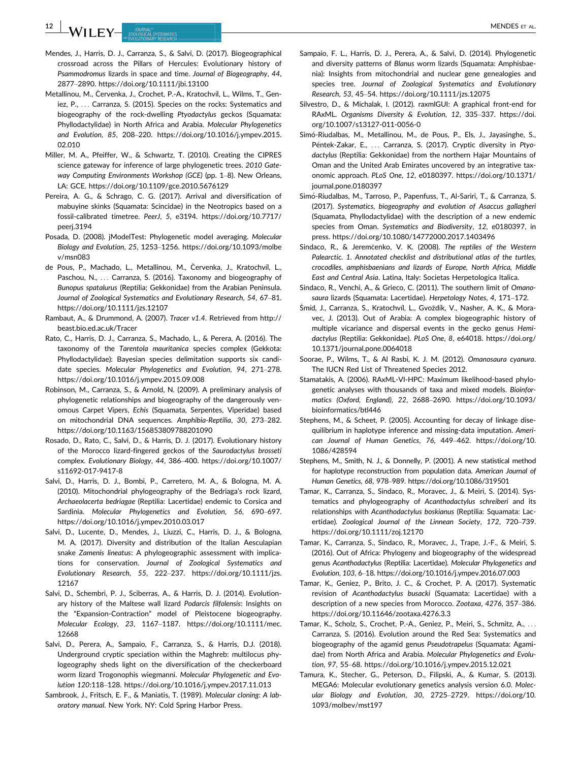Mendes, J., Harris, D. J., Carranza, S., & Salvi, D. (2017). Biogeographical crossroad across the Pillars of Hercules: Evolutionary history of *Psammodromus* lizards in space and time. *Journal of Biogeography*, *44*, 2877–2890. https://doi.org/10.1111/jbi.13100

Metallinou, M., Červenka, J., Crochet, P.-A., Kratochvíl, L., Wilms, T., Geniez, P., … Carranza, S. (2015). Species on the rocks: Systematics and biogeography of the rock-dwelling *Ptyodactylus* geckos (Squamata: Phyllodactylidae) in North Africa and Arabia. *Molecular Phylogenetics and Evolution*, *85*, 208–220. https://doi.org/10.1016/j.ympev.2015.02.010

Miller, M. A., Pfeiffer, W., & Schwartz, T. (2010). Creating the CIPRES science gateway for inference of large phylogenetic trees. *2010 Gateway Computing Environments Workshop (GCE)* (pp. 1–8). New Orleans, LA: GCE. https://doi.org/10.1109/gce.2010.5676129

Pereira, A. G., & Schrago, C. G. (2017). Arrival and diversification of mabuyine skinks (Squamata: Scincidae) in the Neotropics based on a fossil-calibrated timetree. *PeerJ*, *5*, e3194. https://doi.org/10.7717/peerj.3194

Posada, D. (2008). jModelTest: Phylogenetic model averaging. *Molecular Biology and Evolution*, *25*, 1253–1256. https://doi.org/10.1093/molbev/msn083

de Pous, P., Machado, L., Metallinou, M., Červenka, J., Kratochvíl, L., Paschou, N., … Carranza, S. (2016). Taxonomy and biogeography of *Bunopus spatalurus* (Reptilia; Gekkonidae) from the Arabian Peninsula. *Journal of Zoological Systematics and Evolutionary Research*, *54*, 67–81. https://doi.org/10.1111/jzs.12107

Rambaut, A., & Drummond, A. (2007). *Tracer v1.4*. Retrieved from http://beast.bio.ed.ac.uk/Tracer

Rato, C., Harris, D. J., Carranza, S., Machado, L., & Perera, A. (2016). The taxonomy of the *Tarentola mauritanica* species complex (Gekkota: Phyllodactylidae): Bayesian species delimitation supports six candidate species. *Molecular Phylogenetics and Evolution*, *94*, 271–278. https://doi.org/10.1016/j.ympev.2015.09.008

Robinson, M., Carranza, S., & Arnold, N. (2009). A preliminary analysis of phylogenetic relationships and biogeography of the dangerously venomous Carpet Vipers, *Echis* (Squamata, Serpentes, Viperidae) based on mitochondrial DNA sequences. *Amphibia-Reptilia*, *30*, 273–282. https://doi.org/10.1163/156853809788201090

Rosado, D., Rato, C., Salvi, D., & Harris, D. J. (2017). Evolutionary history of the Morocco lizard-fingered geckos of the *Saurodactylus brosseti* complex. *Evolutionary Biology*, *44*, 386–400. https://doi.org/10.1007/s11692-017-9417-8

Salvi, D., Harris, D. J., Bombi, P., Carretero, M. A., & Bologna, M. A. (2010). Mitochondrial phylogeography of the Bedriaga's rock lizard, *Archaeolacerta bedriagae* (Reptilia: Lacertidae) endemic to Corsica and Sardinia. *Molecular Phylogenetics and Evolution*, *56*, 690–697. https://doi.org/10.1016/j.ympev.2010.03.017

Salvi, D., Lucente, D., Mendes, J., Liuzzi, C., Harris, D. J., & Bologna, M. A. (2017). Diversity and distribution of the Italian Aesculapian snake *Zamenis lineatus*: A phylogeographic assessment with implications for conservation. *Journal of Zoological Systematics and Evolutionary Research*, *55*, 222–237. https://doi.org/10.1111/jzs.12167

Salvi, D., Schembri, P. J., Sciberras, A., & Harris, D. J. (2014). Evolutionary history of the Maltese wall lizard *Podarcis filfolensis*: Insights on the "Expansion-Contraction" model of Pleistocene biogeography. *Molecular Ecology*, *23*, 1167–1187. https://doi.org/10.1111/mec.12668

Salvi, D., Perera, A., Sampaio, F., Carranza, S., & Harris, D.J. (2018). Underground cryptic speciation within the Maghreb: multilocus phylogeography sheds light on the diversification of the checkerboard worm lizard Trogonophis wiegmanni. *Molecular Phylogenetic and Evolution 120*:118–128. https://doi.org/10.1016/j.ympev.2017.11.013

Sambrook, J., Fritsch, E. F., & Maniatis, T. (1989). *Molecular cloning: A laboratory manual*. New York. NY: Cold Spring Harbor Press.

Sampaio, F. L., Harris, D. J., Perera, A., & Salvi, D. (2014). Phylogenetic and diversity patterns of *Blanus* worm lizards (Squamata: Amphisbaenia): Insights from mitochondrial and nuclear gene genealogies and species tree. *Journal of Zoological Systematics and Evolutionary Research*, *53*, 45–54. https://doi.org/10.1111/jzs.12075

Silvestro, D., & Michalak, I. (2012). raxmlGUI: A graphical front-end for RAxML. *Organisms Diversity & Evolution*, *12*, 335–337. https://doi.org/10.1007/s13127-011-0056-0

Simó-Riudalbas, M., Metallinou, M., de Pous, P., Els, J., Jayasinghe, S., Péntek-Zakar, E., … Carranza, S. (2017). Cryptic diversity in *Ptyodactylus* (Reptilia: Gekkonidae) from the northern Hajar Mountains of Oman and the United Arab Emirates uncovered by an integrative taxonomic approach. *PLoS One*, *12*, e0180397. https://doi.org/10.1371/journal.pone.0180397

Simó-Riudalbas, M., Tarroso, P., Papenfuss, T., Al-Sariri, T., & Carranza, S. (2017). *Systematics, biogeography and evolution of Asaccus gallagheri* (Squamata, Phyllodactylidae) with the description of a new endemic species from Oman. *Systematics and Biodiversity*, *12*, e0180397, in press. https://doi.org/10.1080/14772000.2017.1403496

Sindaco, R., & Jeremčenko, V. K. (2008). *The reptiles of the Western Palearctic. 1. Annotated checklist and distributional atlas of the turtles, crocodiles, amphisbaenians and lizards of Europe, North Africa, Middle East and Central Asia*. Latina, Italy: Societas Herpetologica Italica.

Sindaco, R., Venchi, A., & Grieco, C. (2011). The southern limit of *Omanosaura* lizards (Squamata: Lacertidae). *Herpetology Notes*, *4*, 171–172.

Šmíd, J., Carranza, S., Kratochvíl, L., Gvoždík, V., Nasher, A. K., & Moravec, J. (2013). Out of Arabia: A complex biogeographic history of multiple vicariance and dispersal events in the gecko genus *Hemidactylus* (Reptilia: Gekkonidae). *PLoS One*, *8*, e64018. https://doi.org/10.1371/journal.pone.0064018

Soorae, P., Wilms, T., & Al Rasbi, K. J. M. (2012). *Omanosaura cyanura*. The IUCN Red List of Threatened Species 2012.

Stamatakis, A. (2006). RAxML-VI-HPC: Maximum likelihood-based phylogenetic analyses with thousands of taxa and mixed models. *Bioinformatics (Oxford, England)*, *22*, 2688–2690. https://doi.org/10.1093/bioinformatics/btl446

Stephens, M., & Scheet, P. (2005). Accounting for decay of linkage disequilibrium in haplotype inference and missing-data imputation. *American Journal of Human Genetics*, *76*, 449–462. https://doi.org/10.1086/428594

Stephens, M., Smith, N. J., & Donnelly, P. (2001). A new statistical method for haplotype reconstruction from population data. *American Journal of Human Genetics*, *68*, 978–989. https://doi.org/10.1086/319501

Tamar, K., Carranza, S., Sindaco, R., Moravec, J., & Meiri, S. (2014). Systematics and phylogeography of *Acanthodactylus schreiberi* and its relationships with *Acanthodactylus boskianus* (Reptilia: Squamata: Lacertidae). *Zoological Journal of the Linnean Society*, *172*, 720–739. https://doi.org/10.1111/zoj.12170

Tamar, K., Carranza, S., Sindaco, R., Moravec, J., Trape, J.-F., & Meiri, S. (2016). Out of Africa: Phylogeny and biogeography of the widespread genus *Acanthodactylus* (Reptilia: Lacertidae). *Molecular Phylogenetics and Evolution*, *103*, 6–18. https://doi.org/10.1016/j.ympev.2016.07.003

Tamar, K., Geniez, P., Brito, J. C., & Crochet, P. A. (2017). Systematic revision of *Acanthodactylus busacki* (Squamata: Lacertidae) with a description of a new species from Morocco. *Zootaxa*, *4276*, 357–386. https://doi.org/10.11646/zootaxa.4276.3.3

Tamar, K., Scholz, S., Crochet, P.-A., Geniez, P., Meiri, S., Schmitz, A., … Carranza, S. (2016). Evolution around the Red Sea: Systematics and biogeography of the agamid genus *Pseudotrapelus* (Squamata: Agamidae) from North Africa and Arabia. *Molecular Phylogenetics and Evolution*, *97*, 55–68. https://doi.org/10.1016/j.ympev.2015.12.021

Tamura, K., Stecher, G., Peterson, D., Filipski, A., & Kumar, S. (2013). MEGA6: Molecular evolutionary genetics analysis version 6.0. *Molecular Biology and Evolution*, *30*, 2725–2729. https://doi.org/10.1093/molbev/mst197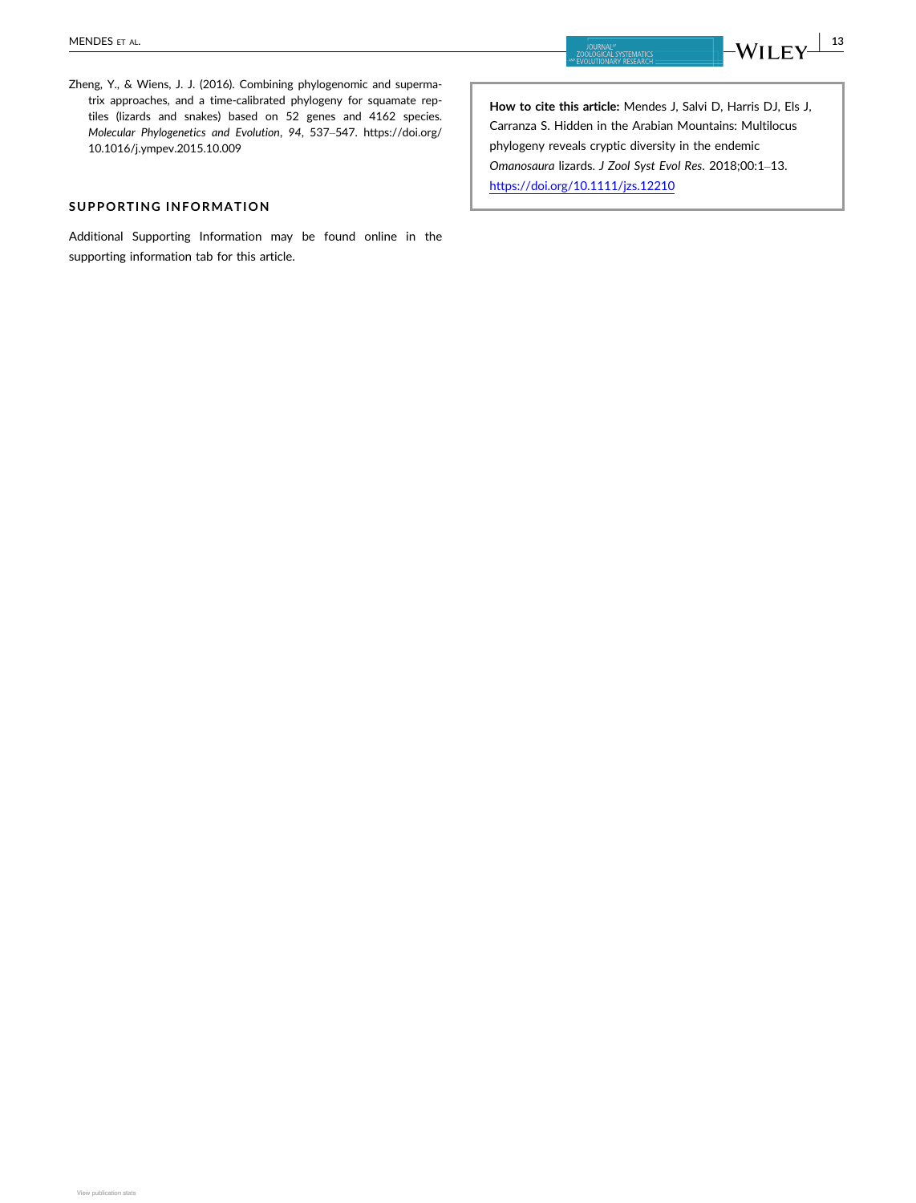Zheng, Y., & Wiens, J. J. (2016). Combining phylogenomic and supermatrix approaches, and a time-calibrated phylogeny for squamate reptiles (lizards and snakes) based on 52 genes and 4162 species. *Molecular Phylogenetics and Evolution*, *94*, 537–547. https://doi.org/10.1016/j.ympev.2015.10.009

## SUPPORTING INFORMATION

Additional Supporting Information may be found online in the supporting information tab for this article.

**How to cite this article:** Mendes J, Salvi D, Harris DJ, Els J, Carranza S. Hidden in the Arabian Mountains: Multilocus phylogeny reveals cryptic diversity in the endemic *Omanosaura* lizards. *J Zool Syst Evol Res*. 2018;00:1–13. https://doi.org/10.1111/jzs.12210